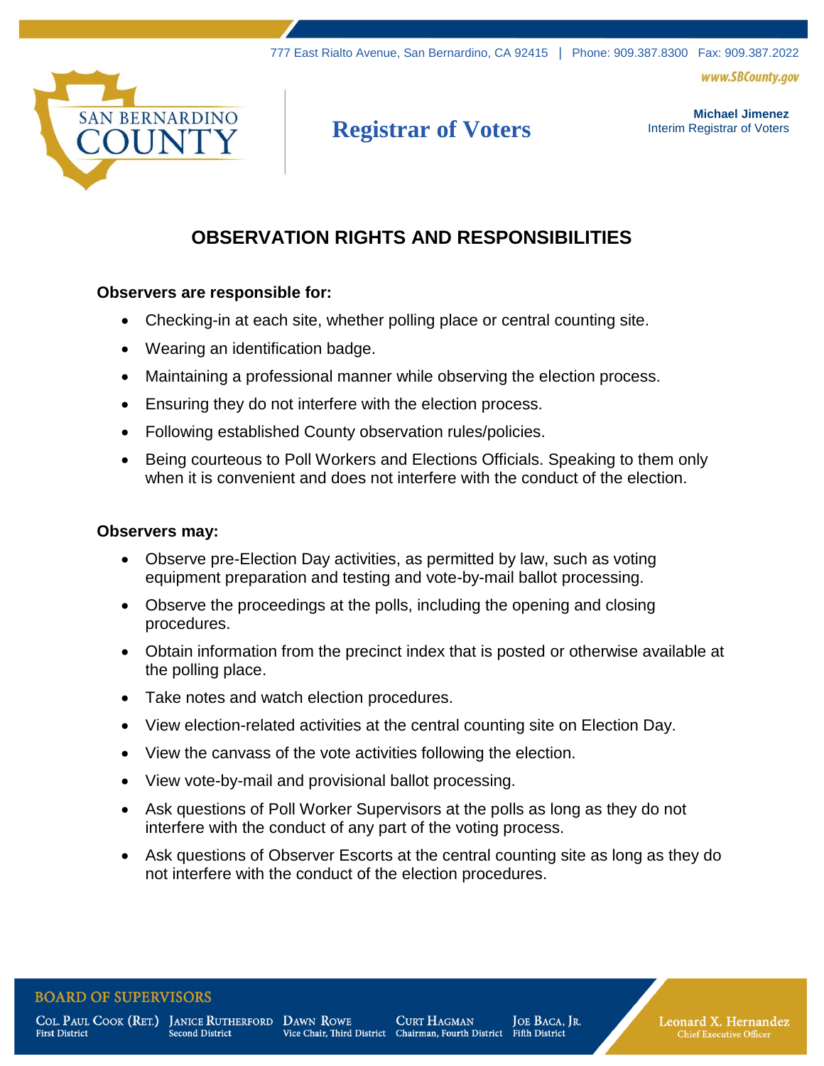777 East Rialto Avenue, San Bernardino, CA 92415 | Phone: 909.387.8300 Fax: 909.387.2022

www.SBCounty.gov

SAN BERNARDINO COUNTY

**Registrar of Voters**

**Michael Jimenez**
Interim Registrar of Voters

# OBSERVATION RIGHTS AND RESPONSIBILITIES

**Observers are responsible for:**

- Checking-in at each site, whether polling place or central counting site.
- Wearing an identification badge.
- Maintaining a professional manner while observing the election process.
- Ensuring they do not interfere with the election process.
- Following established County observation rules/policies.
- Being courteous to Poll Workers and Elections Officials. Speaking to them only when it is convenient and does not interfere with the conduct of the election.

**Observers may:**

- Observe pre-Election Day activities, as permitted by law, such as voting equipment preparation and testing and vote-by-mail ballot processing.
- Observe the proceedings at the polls, including the opening and closing procedures.
- Obtain information from the precinct index that is posted or otherwise available at the polling place.
- Take notes and watch election procedures.
- View election-related activities at the central counting site on Election Day.
- View the canvass of the vote activities following the election.
- View vote-by-mail and provisional ballot processing.
- Ask questions of Poll Worker Supervisors at the polls as long as they do not interfere with the conduct of any part of the voting process.
- Ask questions of Observer Escorts at the central counting site as long as they do not interfere with the conduct of the election procedures.

BOARD OF SUPERVISORS

Col. Paul Cook (Ret.), First District | Janice Rutherford, Second District | Dawn Rowe, Vice Chair, Third District | Curt Hagman, Chairman, Fourth District | Joe Baca, Jr., Fifth District

Leonard X. Hernandez, Chief Executive Officer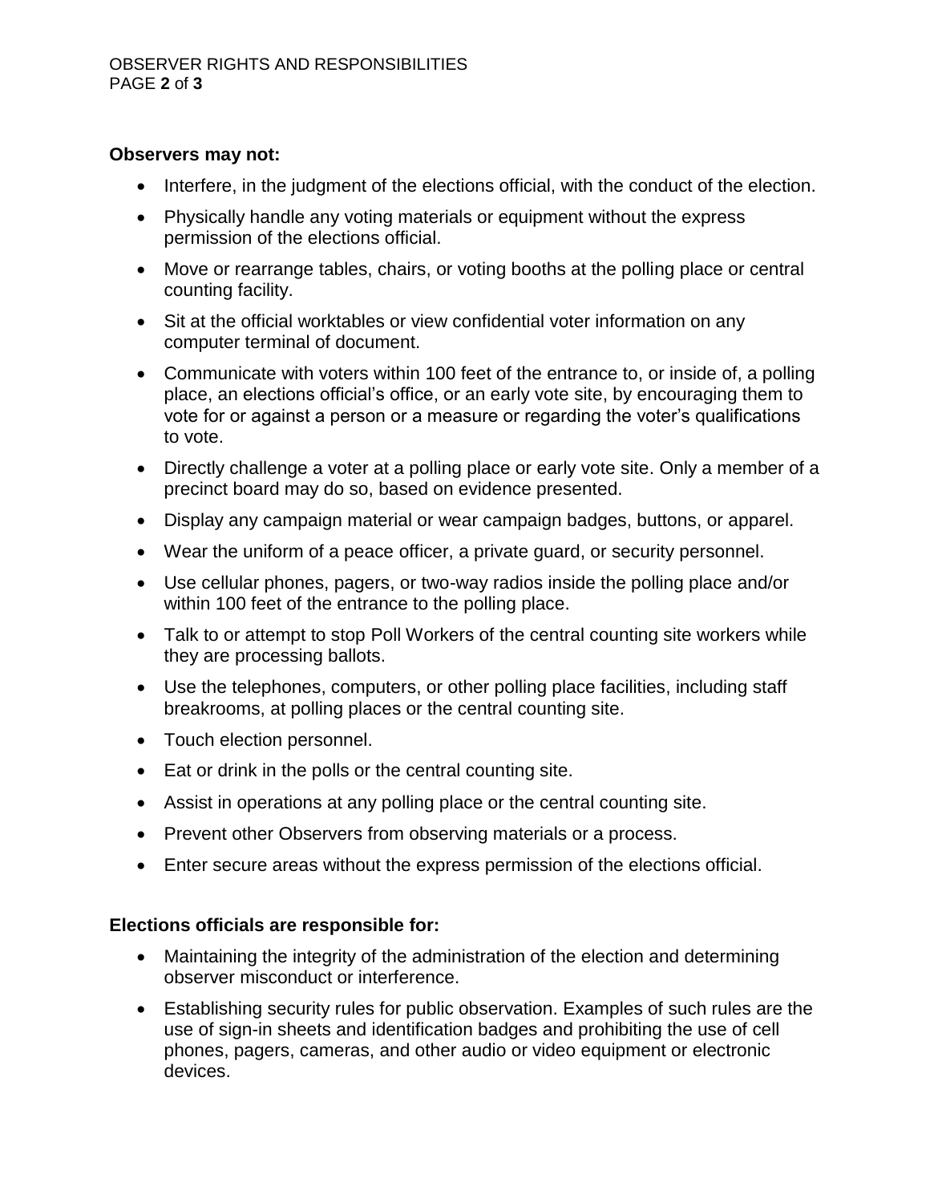**Observers may not:**

- Interfere, in the judgment of the elections official, with the conduct of the election.
- Physically handle any voting materials or equipment without the express permission of the elections official.
- Move or rearrange tables, chairs, or voting booths at the polling place or central counting facility.
- Sit at the official worktables or view confidential voter information on any computer terminal of document.
- Communicate with voters within 100 feet of the entrance to, or inside of, a polling place, an elections official's office, or an early vote site, by encouraging them to vote for or against a person or a measure or regarding the voter's qualifications to vote.
- Directly challenge a voter at a polling place or early vote site. Only a member of a precinct board may do so, based on evidence presented.
- Display any campaign material or wear campaign badges, buttons, or apparel.
- Wear the uniform of a peace officer, a private guard, or security personnel.
- Use cellular phones, pagers, or two-way radios inside the polling place and/or within 100 feet of the entrance to the polling place.
- Talk to or attempt to stop Poll Workers of the central counting site workers while they are processing ballots.
- Use the telephones, computers, or other polling place facilities, including staff breakrooms, at polling places or the central counting site.
- Touch election personnel.
- Eat or drink in the polls or the central counting site.
- Assist in operations at any polling place or the central counting site.
- Prevent other Observers from observing materials or a process.
- Enter secure areas without the express permission of the elections official.

**Elections officials are responsible for:**

- Maintaining the integrity of the administration of the election and determining observer misconduct or interference.
- Establishing security rules for public observation. Examples of such rules are the use of sign-in sheets and identification badges and prohibiting the use of cell phones, pagers, cameras, and other audio or video equipment or electronic devices.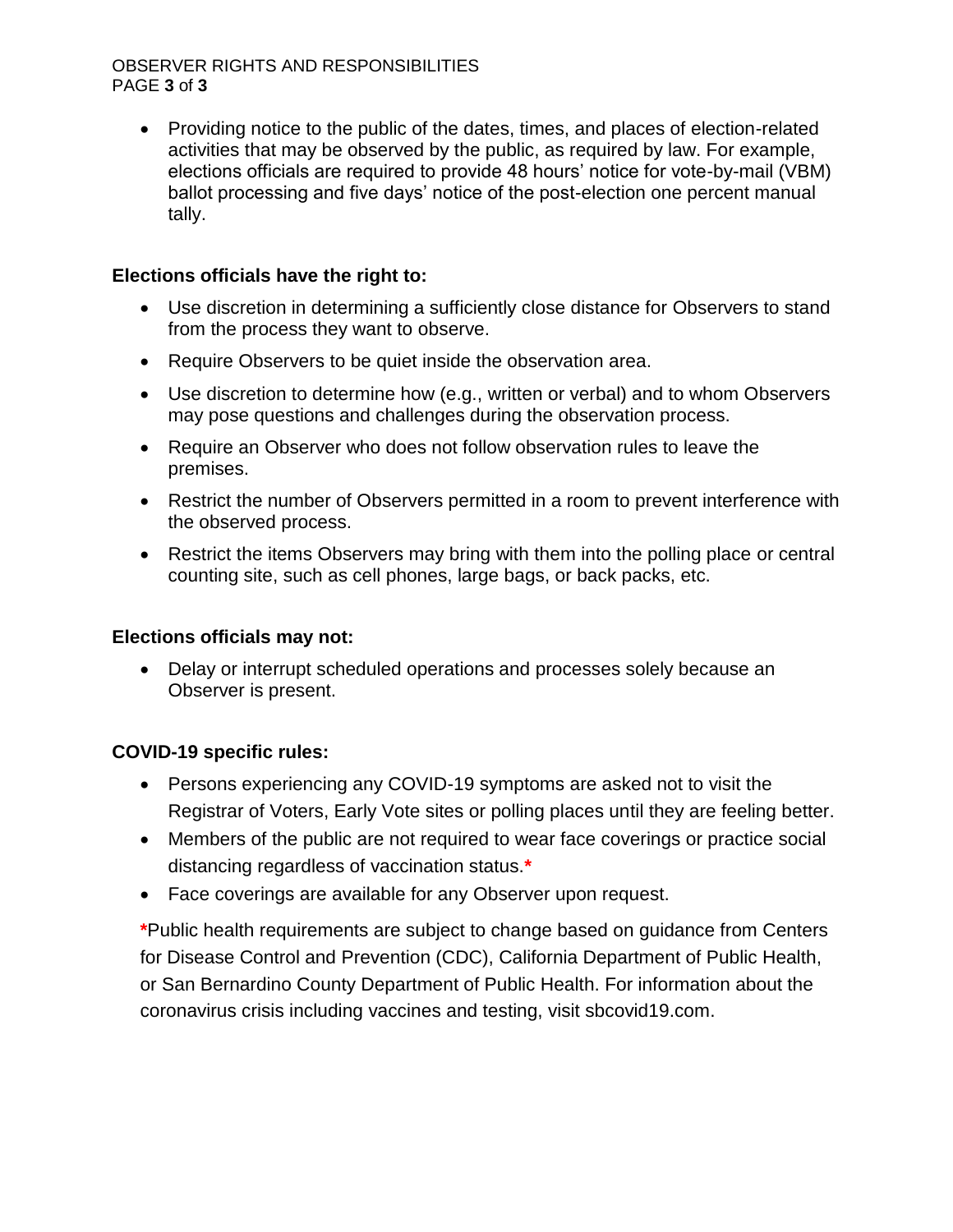- Providing notice to the public of the dates, times, and places of election-related activities that may be observed by the public, as required by law. For example, elections officials are required to provide 48 hours' notice for vote-by-mail (VBM) ballot processing and five days' notice of the post-election one percent manual tally.

**Elections officials have the right to:**

- Use discretion in determining a sufficiently close distance for Observers to stand from the process they want to observe.
- Require Observers to be quiet inside the observation area.
- Use discretion to determine how (e.g., written or verbal) and to whom Observers may pose questions and challenges during the observation process.
- Require an Observer who does not follow observation rules to leave the premises.
- Restrict the number of Observers permitted in a room to prevent interference with the observed process.
- Restrict the items Observers may bring with them into the polling place or central counting site, such as cell phones, large bags, or back packs, etc.

**Elections officials may not:**

- Delay or interrupt scheduled operations and processes solely because an Observer is present.

**COVID-19 specific rules:**

- Persons experiencing any COVID-19 symptoms are asked not to visit the Registrar of Voters, Early Vote sites or polling places until they are feeling better.
- Members of the public are not required to wear face coverings or practice social distancing regardless of vaccination status.*
- Face coverings are available for any Observer upon request.

*Public health requirements are subject to change based on guidance from Centers for Disease Control and Prevention (CDC), California Department of Public Health, or San Bernardino County Department of Public Health. For information about the coronavirus crisis including vaccines and testing, visit sbcovid19.com.